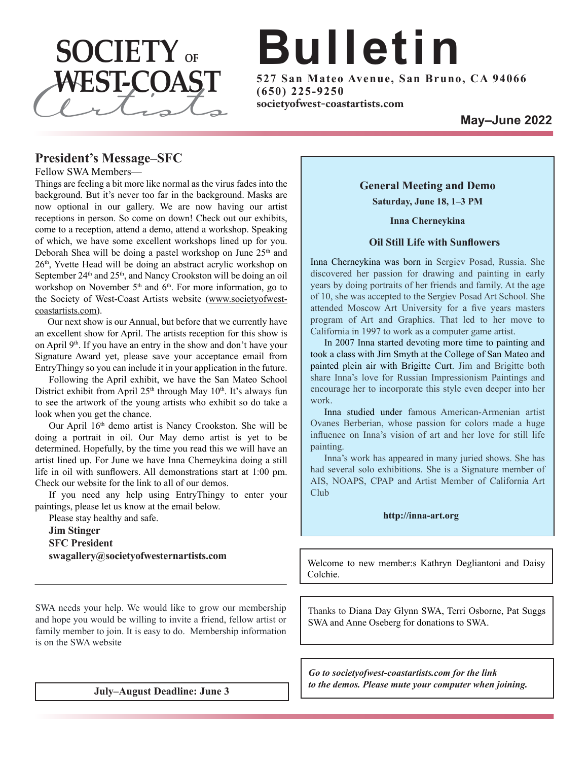# SOCIETY OF WEST-COAST Artists

# Bulletin

**527 San Mateo Avenue, San Bruno, CA 94066**
**(650) 225-9250**
**societyofwest-coastartists.com**

**May–June 2022**

## President's Message–SFC

Fellow SWA Members—

Things are feeling a bit more like normal as the virus fades into the background. But it's never too far in the background. Masks are now optional in our gallery. We are now having our artist receptions in person. So come on down! Check out our exhibits, come to a reception, attend a demo, attend a workshop. Speaking of which, we have some excellent workshops lined up for you. Deborah Shea will be doing a pastel workshop on June 25th and 26th, Yvette Head will be doing an abstract acrylic workshop on September 24th and 25th, and Nancy Crookston will be doing an oil workshop on November 5th and 6th. For more information, go to the Society of West-Coast Artists website (www.societyofwest-coastartists.com).

Our next show is our Annual, but before that we currently have an excellent show for April. The artists reception for this show is on April 9th. If you have an entry in the show and don't have your Signature Award yet, please save your acceptance email from EntryThingy so you can include it in your application in the future.

Following the April exhibit, we have the San Mateo School District exhibit from April 25th through May 10th. It's always fun to see the artwork of the young artists who exhibit so do take a look when you get the chance.

Our April 16th demo artist is Nancy Crookston. She will be doing a portrait in oil. Our May demo artist is yet to be determined. Hopefully, by the time you read this we will have an artist lined up. For June we have Inna Cherneykina doing a still life in oil with sunflowers. All demonstrations start at 1:00 pm. Check our website for the link to all of our demos.

If you need any help using EntryThingy to enter your paintings, please let us know at the email below.

Please stay healthy and safe.

**Jim Stinger**
**SFC President**
**swagallery@societyofwesternartists.com**

---

SWA needs your help. We would like to grow our membership and hope you would be willing to invite a friend, fellow artist or family member to join. It is easy to do. Membership information is on the SWA website

**July–August Deadline: June 3**

### General Meeting and Demo

**Saturday, June 18, 1–3 PM**

**Inna Cherneykina**

**Oil Still Life with Sunflowers**

Inna Cherneykina was born in Sergiev Posad, Russia. She discovered her passion for drawing and painting in early years by doing portraits of her friends and family. At the age of 10, she was accepted to the Sergiev Posad Art School. She attended Moscow Art University for a five years masters program of Art and Graphics. That led to her move to California in 1997 to work as a computer game artist.

In 2007 Inna started devoting more time to painting and took a class with Jim Smyth at the College of San Mateo and painted plein air with Brigitte Curt. Jim and Brigitte both share Inna's love for Russian Impressionism Paintings and encourage her to incorporate this style even deeper into her work.

Inna studied under famous American-Armenian artist Ovanes Berberian, whose passion for colors made a huge influence on Inna's vision of art and her love for still life painting.

Inna's work has appeared in many juried shows. She has had several solo exhibitions. She is a Signature member of AIS, NOAPS, CPAP and Artist Member of California Art Club

**http://inna-art.org**

Welcome to new member:s Kathryn Degliantoni and Daisy Colchie.

Thanks to Diana Day Glynn SWA, Terri Osborne, Pat Suggs SWA and Anne Oseberg for donations to SWA.

***Go to societyofwest-coastartists.com for the link to the demos. Please mute your computer when joining.***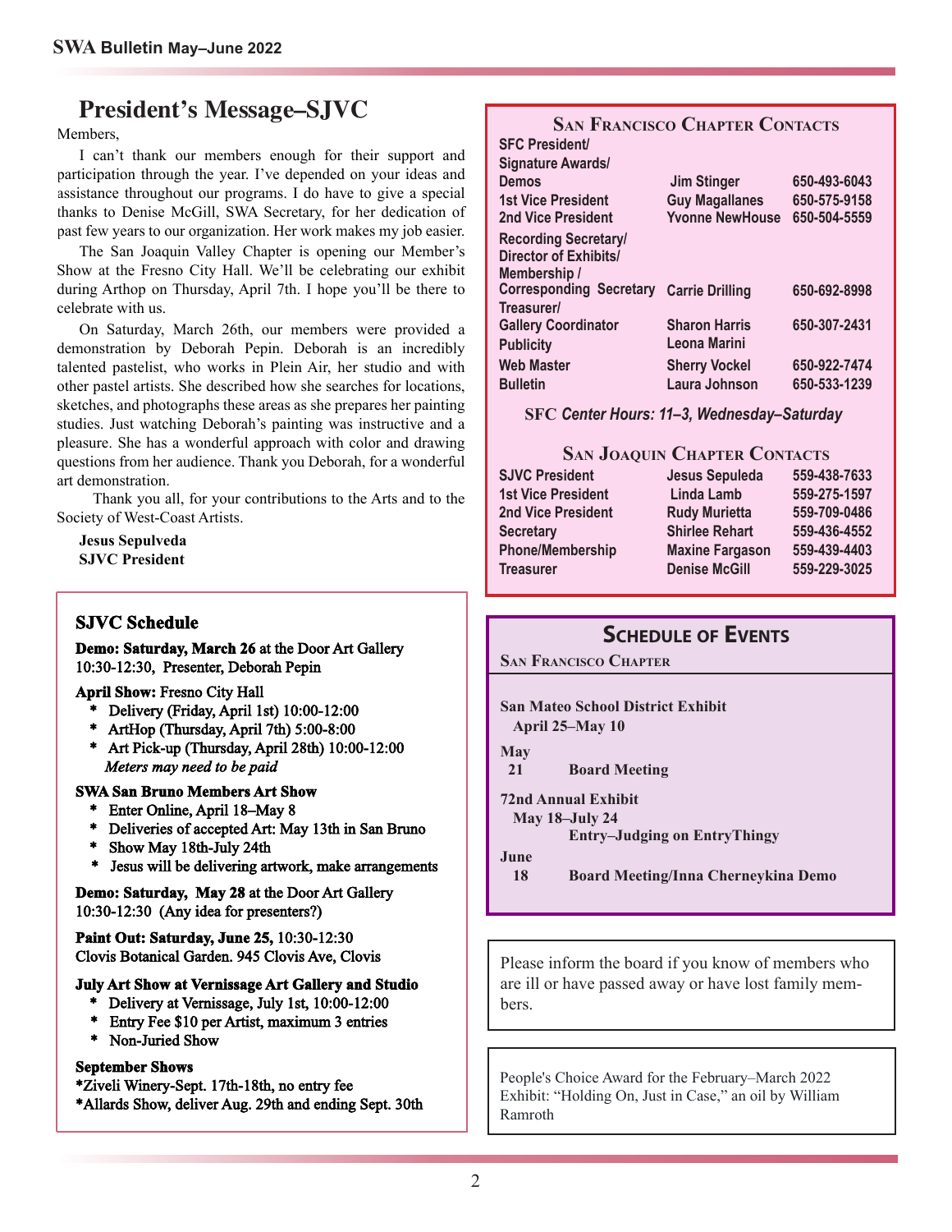# President's Message–SJVC

Members,

I can't thank our members enough for their support and participation through the year. I've depended on your ideas and assistance throughout our programs. I do have to give a special thanks to Denise McGill, SWA Secretary, for her dedication of past few years to our organization. Her work makes my job easier.

The San Joaquin Valley Chapter is opening our Member's Show at the Fresno City Hall. We'll be celebrating our exhibit during Arthop on Thursday, April 7th. I hope you'll be there to celebrate with us.

On Saturday, March 26th, our members were provided a demonstration by Deborah Pepin. Deborah is an incredibly talented pastelist, who works in Plein Air, her studio and with other pastel artists. She described how she searches for locations, sketches, and photographs these areas as she prepares her painting studies. Just watching Deborah's painting was instructive and a pleasure. She has a wonderful approach with color and drawing questions from her audience. Thank you Deborah, for a wonderful art demonstration.

Thank you all, for your contributions to the Arts and to the Society of West-Coast Artists.

**Jesus Sepulveda**
**SJVC President**

## SJVC Schedule

**Demo: Saturday, March 26** at the Door Art Gallery
10:30-12:30, Presenter, Deborah Pepin

**April Show:** Fresno City Hall

- Delivery (Friday, April 1st) 10:00-12:00
- ArtHop (Thursday, April 7th) 5:00-8:00
- Art Pick-up (Thursday, April 28th) 10:00-12:00
  *Meters may need to be paid*

**SWA San Bruno Members Art Show**

- Enter Online, April 18–May 8
- Deliveries of accepted Art: May 13th in San Bruno
- Show May 18th-July 24th
- Jesus will be delivering artwork, make arrangements

**Demo: Saturday, May 28** at the Door Art Gallery
10:30-12:30 (Any idea for presenters?)

**Paint Out: Saturday, June 25,** 10:30-12:30
Clovis Botanical Garden. 945 Clovis Ave, Clovis

**July Art Show at Vernissage Art Gallery and Studio**

- Delivery at Vernissage, July 1st, 10:00-12:00
- Entry Fee $10 per Artist, maximum 3 entries
- Non-Juried Show

**September Shows**

*Ziveli Winery-Sept. 17th-18th, no entry fee
*Allards Show, deliver Aug. 29th and ending Sept. 30th

## San Francisco Chapter Contacts

| | | |
|---|---|---|
| SFC President/ Signature Awards/ Demos | Jim Stinger | 650-493-6043 |
| 1st Vice President | Guy Magallanes | 650-575-9158 |
| 2nd Vice President | Yvonne NewHouse | 650-504-5559 |
| Recording Secretary/ Director of Exhibits/ Membership / Corresponding Secretary | Carrie Drilling | 650-692-8998 |
| Treasurer/ Gallery Coordinator | Sharon Harris | 650-307-2431 |
| Publicity | Leona Marini | |
| Web Master | Sherry Vockel | 650-922-7474 |
| Bulletin | Laura Johnson | 650-533-1239 |

**SFC *Center Hours: 11–3, Wednesday–Saturday***

## San Joaquin Chapter Contacts

| | | |
|---|---|---|
| SJVC President | Jesus Sepuleda | 559-438-7633 |
| 1st Vice President | Linda Lamb | 559-275-1597 |
| 2nd Vice President | Rudy Murietta | 559-709-0486 |
| Secretary | Shirlee Rehart | 559-436-4552 |
| Phone/Membership | Maxine Fargason | 559-439-4403 |
| Treasurer | Denise McGill | 559-229-3025 |

## Schedule of Events

**San Francisco Chapter**

**San Mateo School District Exhibit**
**April 25–May 10**

**May**
**21** **Board Meeting**

**72nd Annual Exhibit**
**May 18–July 24**
**Entry–Judging on EntryThingy**

**June**
**18** **Board Meeting/Inna Cherneykina Demo**

Please inform the board if you know of members who are ill or have passed away or have lost family members.

People's Choice Award for the February–March 2022 Exhibit: "Holding On, Just in Case," an oil by William Ramroth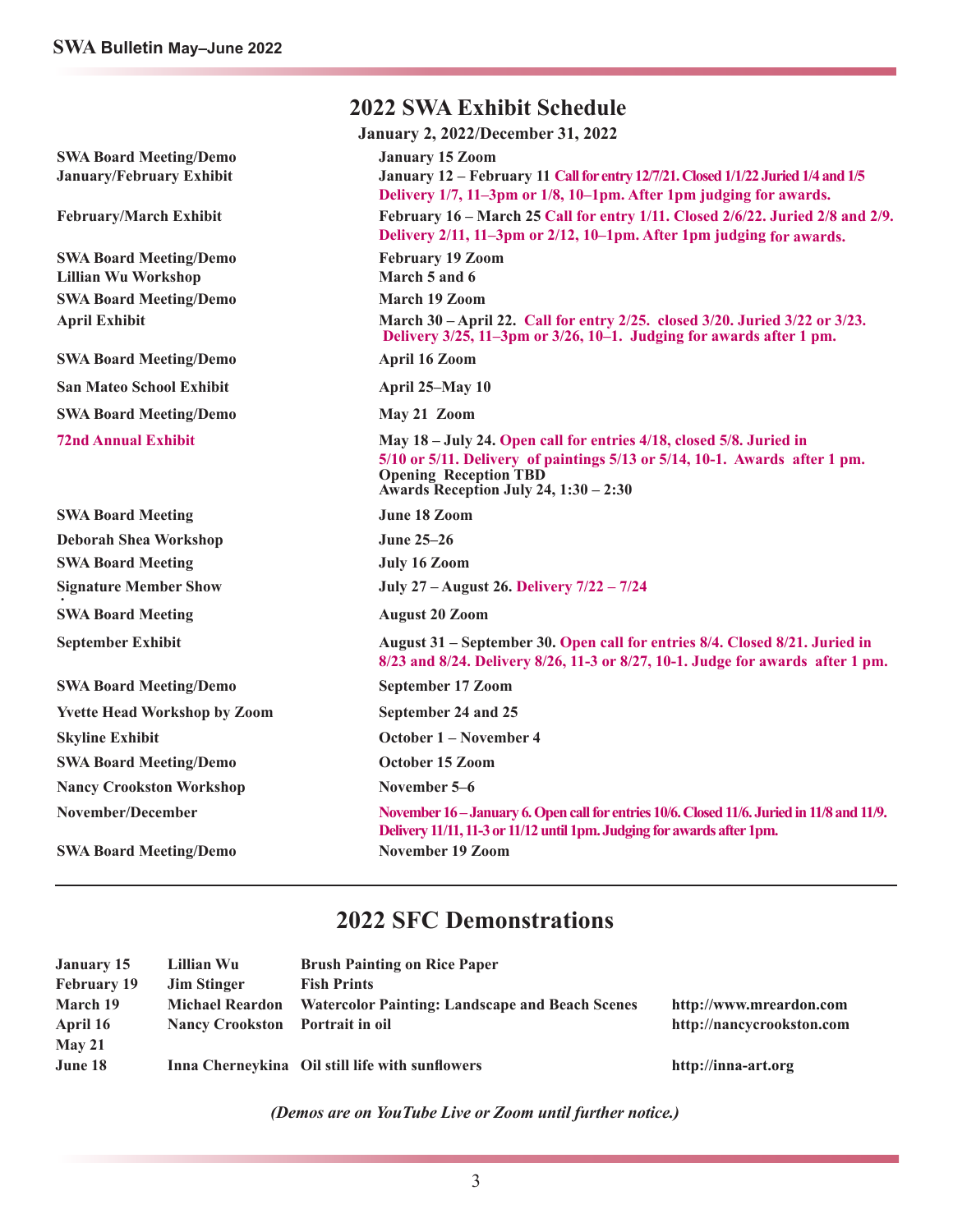## 2022 SWA Exhibit Schedule

**January 2, 2022/December 31, 2022**

| | |
|---|---|
| **SWA Board Meeting/Demo** | **January 15 Zoom** |
| **January/February Exhibit** | **January 12 – February 11** **Call for entry 12/7/21. Closed 1/1/22 Juried 1/4 and 1/5 Delivery 1/7, 11–3pm or 1/8, 10–1pm. After 1pm judging for awards.** |
| **February/March Exhibit** | **February 16 – March 25** **Call for entry 1/11. Closed 2/6/22. Juried 2/8 and 2/9. Delivery 2/11, 11–3pm or 2/12, 10–1pm. After 1pm judging for awards.** |
| **SWA Board Meeting/Demo** | **February 19 Zoom** |
| **Lillian Wu Workshop** | **March 5 and 6** |
| **SWA Board Meeting/Demo** | **March 19 Zoom** |
| **April Exhibit** | **March 30 – April 22.** **Call for entry 2/25. closed 3/20. Juried 3/22 or 3/23. Delivery 3/25, 11–3pm or 3/26, 10–1. Judging for awards after 1 pm.** |
| **SWA Board Meeting/Demo** | **April 16 Zoom** |
| **San Mateo School Exhibit** | **April 25–May 10** |
| **SWA Board Meeting/Demo** | **May 21 Zoom** |
| **72nd Annual Exhibit** | **May 18 – July 24.** **Open call for entries 4/18, closed 5/8. Juried in 5/10 or 5/11. Delivery of paintings 5/13 or 5/14, 10-1. Awards after 1 pm.** **Opening Reception TBD** **Awards Reception July 24, 1:30 – 2:30** |
| **SWA Board Meeting** | **June 18 Zoom** |
| **Deborah Shea Workshop** | **June 25–26** |
| **SWA Board Meeting** | **July 16 Zoom** |
| **Signature Member Show** | **July 27 – August 26.** **Delivery 7/22 – 7/24** |
| **SWA Board Meeting** | **August 20 Zoom** |
| **September Exhibit** | **August 31 – September 30.** **Open call for entries 8/4. Closed 8/21. Juried in 8/23 and 8/24. Delivery 8/26, 11-3 or 8/27, 10-1. Judge for awards after 1 pm.** |
| **SWA Board Meeting/Demo** | **September 17 Zoom** |
| **Yvette Head Workshop by Zoom** | **September 24 and 25** |
| **Skyline Exhibit** | **October 1 – November 4** |
| **SWA Board Meeting/Demo** | **October 15 Zoom** |
| **Nancy Crookston Workshop** | **November 5–6** |
| **November/December** | **November 16 – January 6. Open call for entries 10/6. Closed 11/6. Juried in 11/8 and 11/9. Delivery 11/11, 11-3 or 11/12 until 1pm. Judging for awards after 1pm.** |
| **SWA Board Meeting/Demo** | **November 19 Zoom** |

## 2022 SFC Demonstrations

| | | | |
|---|---|---|---|
| **January 15** | **Lillian Wu** | **Brush Painting on Rice Paper** | |
| **February 19** | **Jim Stinger** | **Fish Prints** | |
| **March 19** | **Michael Reardon** | **Watercolor Painting: Landscape and Beach Scenes** | **http://www.mreardon.com** |
| **April 16** | **Nancy Crookston** | **Portrait in oil** | **http://nancycrookston.com** |
| **May 21** | | | |
| **June 18** | **Inna Cherneykina** | **Oil still life with sunflowers** | **http://inna-art.org** |

***(Demos are on YouTube Live or Zoom until further notice.)***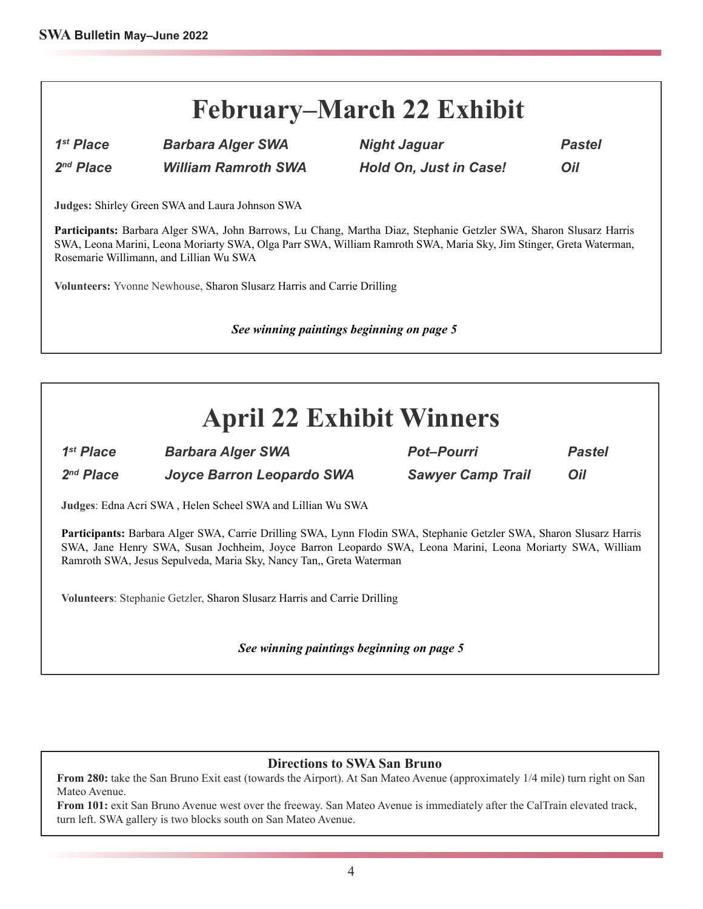## February–March 22 Exhibit

| | | | |
|---|---|---|---|
| ***1st Place*** | ***Barbara Alger SWA*** | ***Night Jaguar*** | ***Pastel*** |
| ***2nd Place*** | ***William Ramroth SWA*** | ***Hold On, Just in Case!*** | ***Oil*** |

**Judges:** Shirley Green SWA and Laura Johnson SWA

**Participants:** Barbara Alger SWA, John Barrows, Lu Chang, Martha Diaz, Stephanie Getzler SWA, Sharon Slusarz Harris SWA, Leona Marini, Leona Moriarty SWA, Olga Parr SWA, William Ramroth SWA, Maria Sky, Jim Stinger, Greta Waterman, Rosemarie Willimann, and Lillian Wu SWA

**Volunteers:** Yvonne Newhouse, Sharon Slusarz Harris and Carrie Drilling

***See winning paintings beginning on page 5***

## April 22 Exhibit Winners

| | | | |
|---|---|---|---|
| ***1st Place*** | ***Barbara Alger SWA*** | ***Pot–Pourri*** | ***Pastel*** |
| ***2nd Place*** | ***Joyce Barron Leopardo SWA*** | ***Sawyer Camp Trail*** | ***Oil*** |

**Judges**: Edna Acri SWA , Helen Scheel SWA and Lillian Wu SWA

**Participants:** Barbara Alger SWA, Carrie Drilling SWA, Lynn Flodin SWA, Stephanie Getzler SWA, Sharon Slusarz Harris SWA, Jane Henry SWA, Susan Jochheim, Joyce Barron Leopardo SWA, Leona Marini, Leona Moriarty SWA, William Ramroth SWA, Jesus Sepulveda, Maria Sky, Nancy Tan,, Greta Waterman

**Volunteers**: Stephanie Getzler, Sharon Slusarz Harris and Carrie Drilling

***See winning paintings beginning on page 5***

### Directions to SWA San Bruno

**From 280:** take the San Bruno Exit east (towards the Airport). At San Mateo Avenue (approximately 1/4 mile) turn right on San Mateo Avenue.

**From 101:** exit San Bruno Avenue west over the freeway. San Mateo Avenue is immediately after the CalTrain elevated track, turn left. SWA gallery is two blocks south on San Mateo Avenue.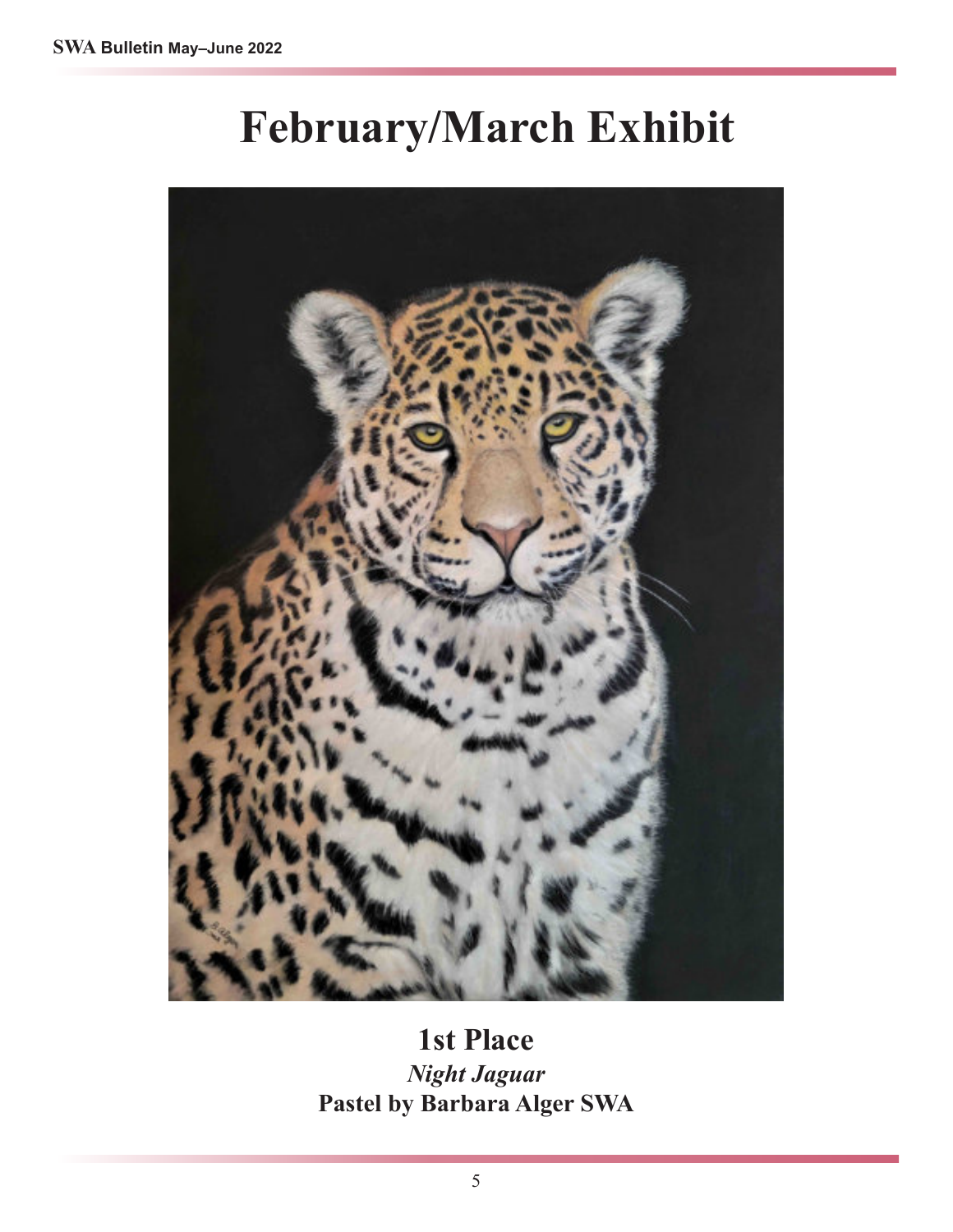# February/March Exhibit

**1st Place**
***Night Jaguar***
**Pastel by Barbara Alger SWA**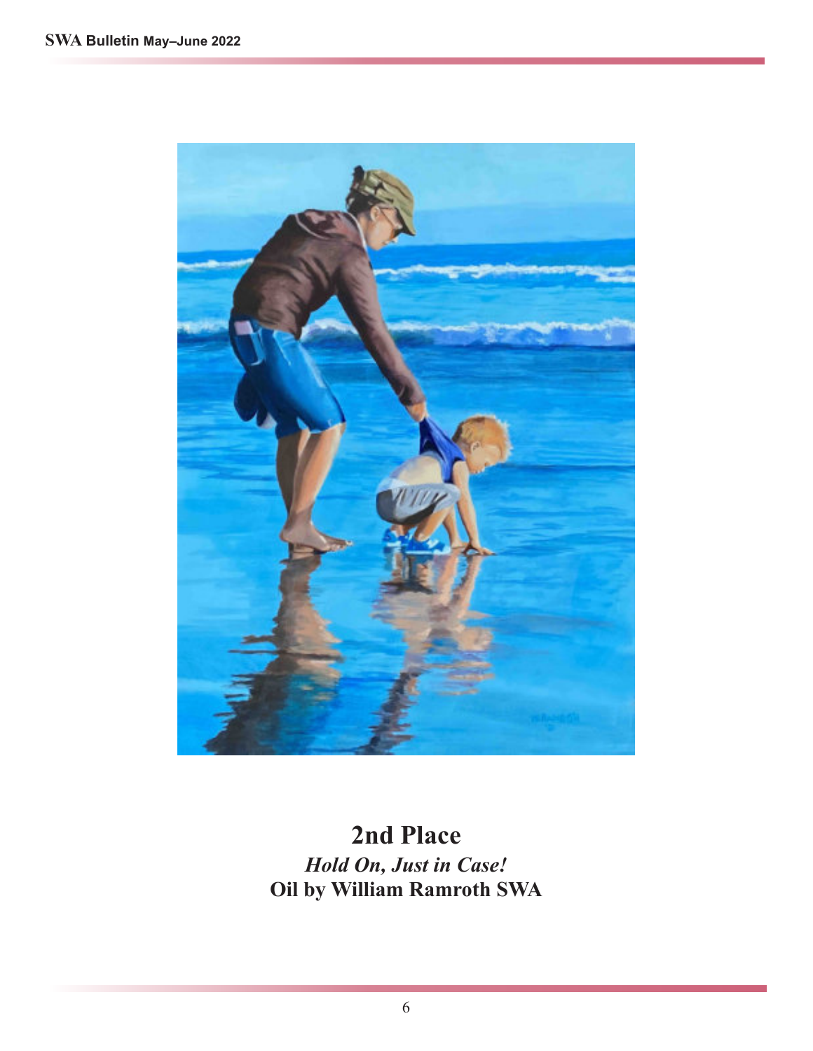**2nd Place**

***Hold On, Just in Case!***

**Oil by William Ramroth SWA**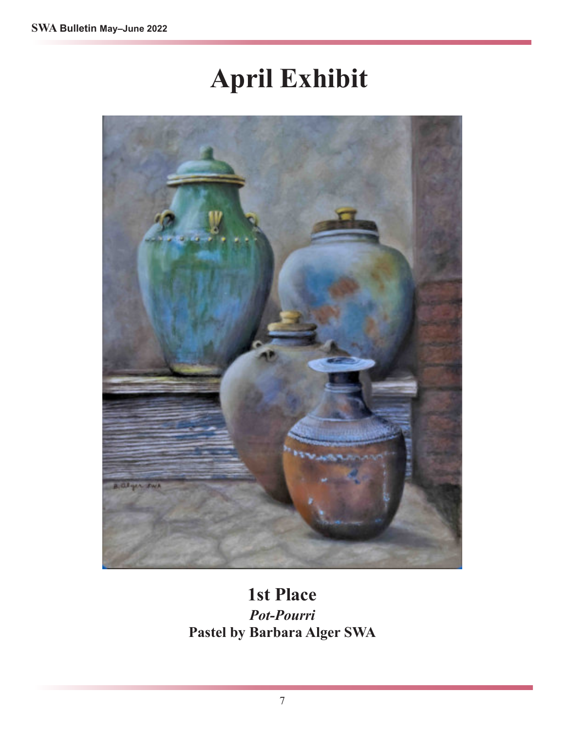# April Exhibit

**1st Place**

***Pot-Pourri***

**Pastel by Barbara Alger SWA**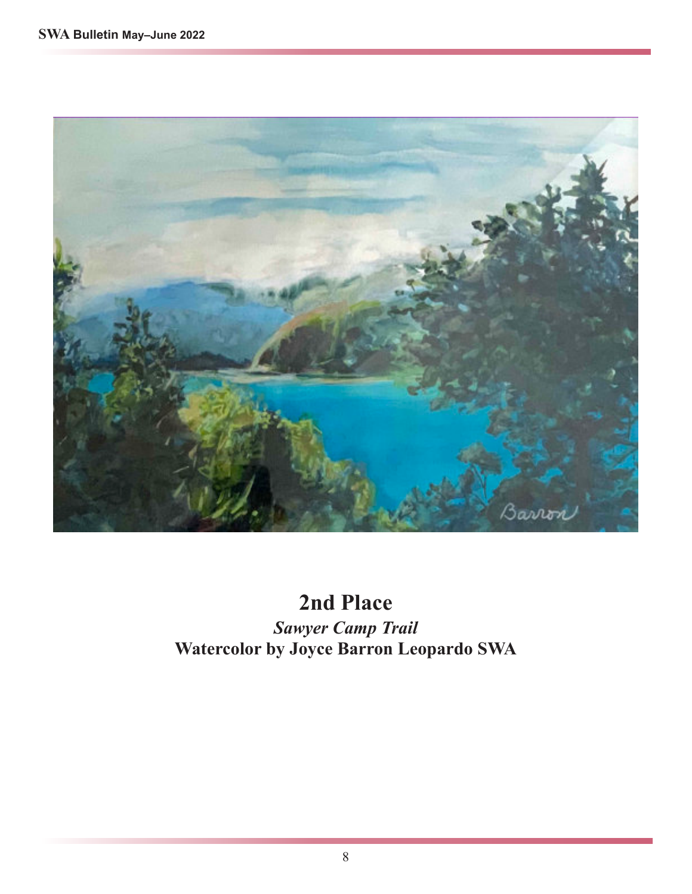**2nd Place**

***Sawyer Camp Trail***

**Watercolor by Joyce Barron Leopardo SWA**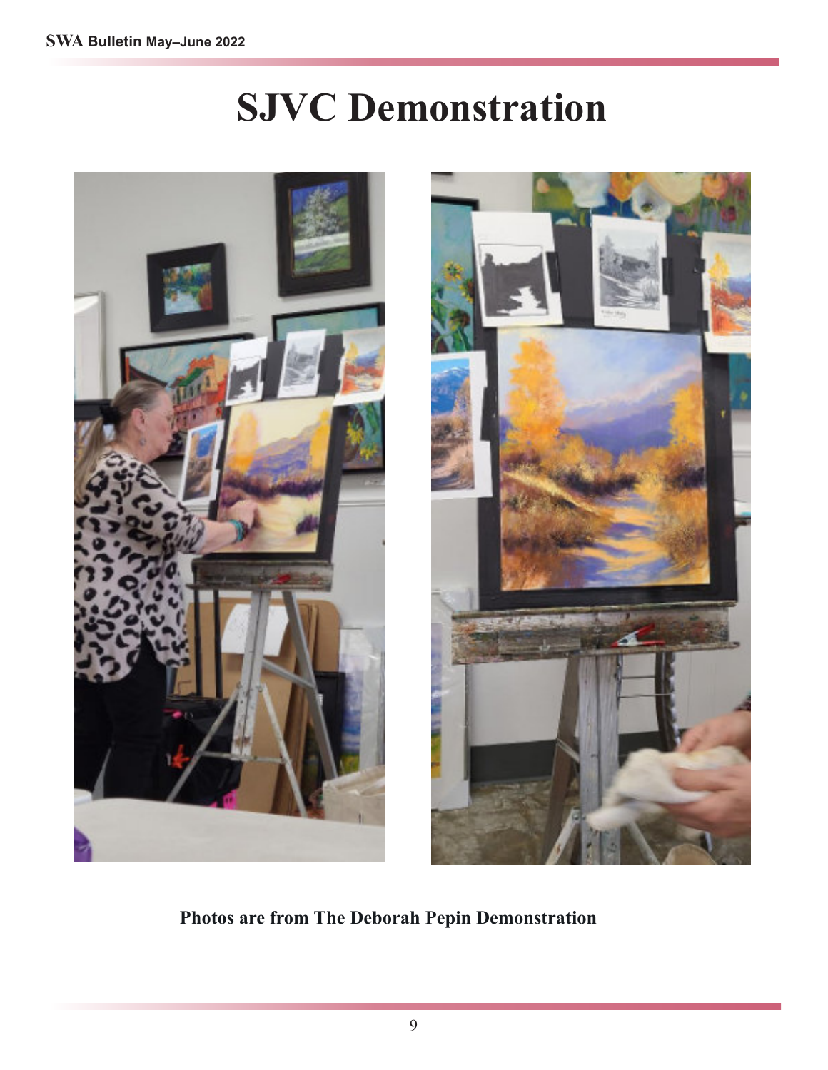# SJVC Demonstration

**Photos are from The Deborah Pepin Demonstration**